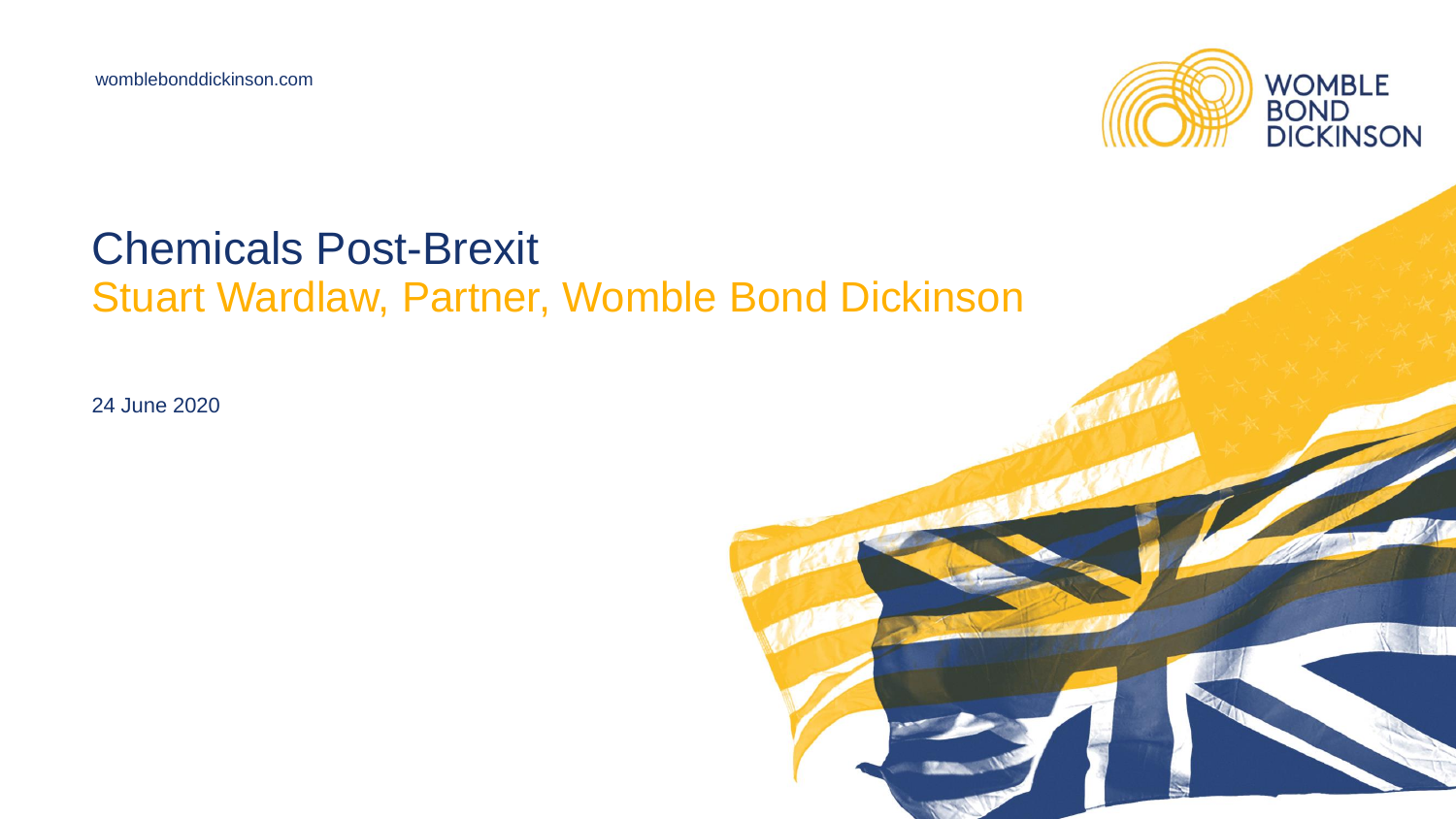womblebonddickinson.com

WOMBLE BOND DICKINSON

# Chemicals Post-Brexit

## Stuart Wardlaw, Partner, Womble Bond Dickinson

24 June 2020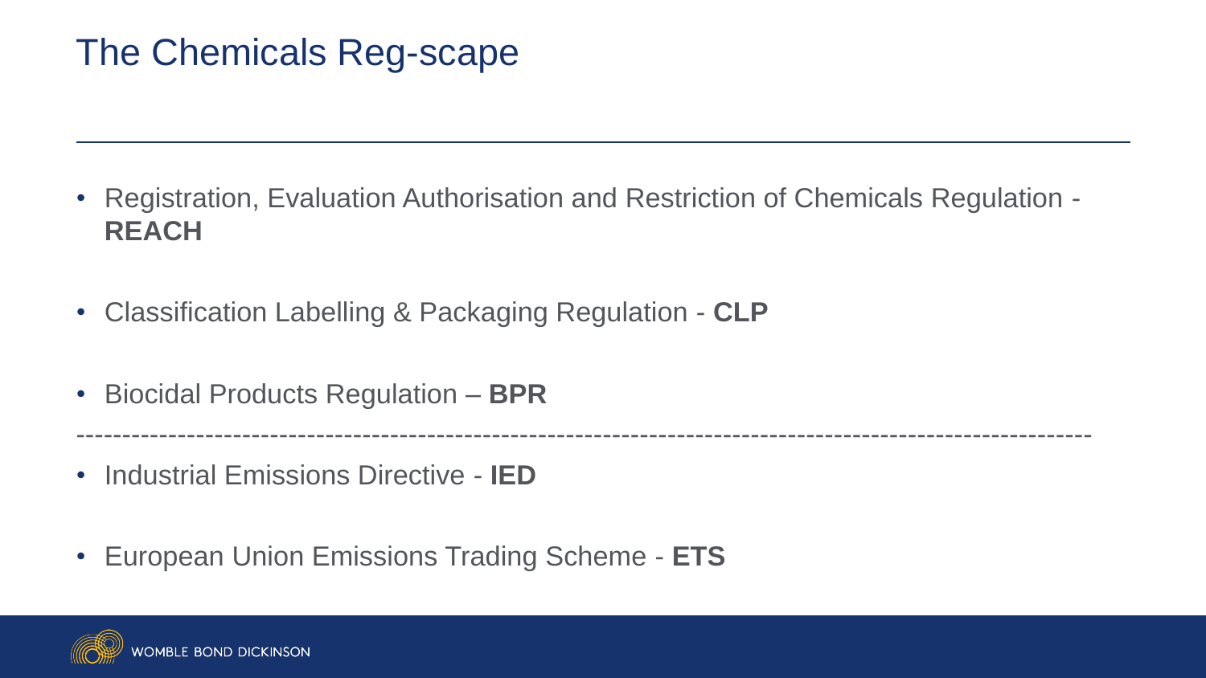# The Chemicals Reg-scape

- Registration, Evaluation Authorisation and Restriction of Chemicals Regulation - **REACH**
- Classification Labelling & Packaging Regulation - **CLP**
- Biocidal Products Regulation – **BPR**

---

- Industrial Emissions Directive - **IED**
- European Union Emissions Trading Scheme - **ETS**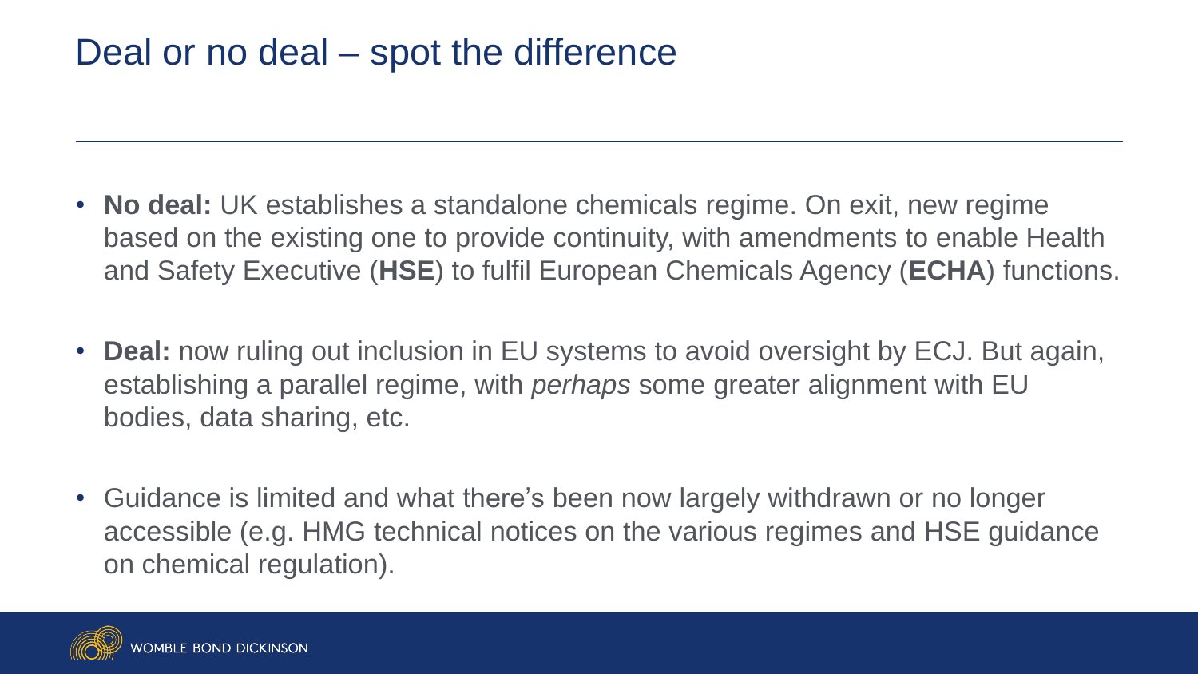# Deal or no deal – spot the difference

- **No deal:** UK establishes a standalone chemicals regime. On exit, new regime based on the existing one to provide continuity, with amendments to enable Health and Safety Executive (**HSE**) to fulfil European Chemicals Agency (**ECHA**) functions.

- **Deal:** now ruling out inclusion in EU systems to avoid oversight by ECJ. But again, establishing a parallel regime, with *perhaps* some greater alignment with EU bodies, data sharing, etc.

- Guidance is limited and what there's been now largely withdrawn or no longer accessible (e.g. HMG technical notices on the various regimes and HSE guidance on chemical regulation).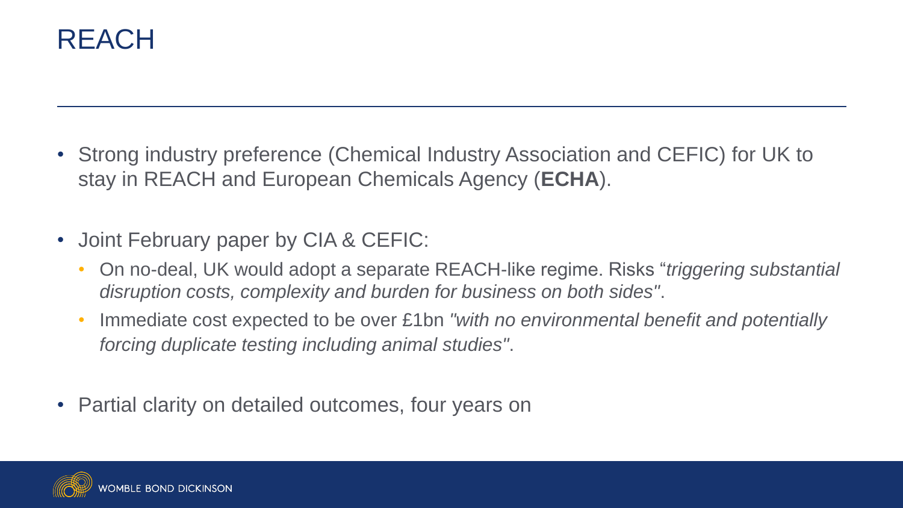# REACH

- Strong industry preference (Chemical Industry Association and CEFIC) for UK to stay in REACH and European Chemicals Agency (**ECHA**).
- Joint February paper by CIA & CEFIC:
  - On no-deal, UK would adopt a separate REACH-like regime. Risks "*triggering substantial disruption costs, complexity and burden for business on both sides"*.
  - Immediate cost expected to be over £1bn *"with no environmental benefit and potentially forcing duplicate testing including animal studies"*.
- Partial clarity on detailed outcomes, four years on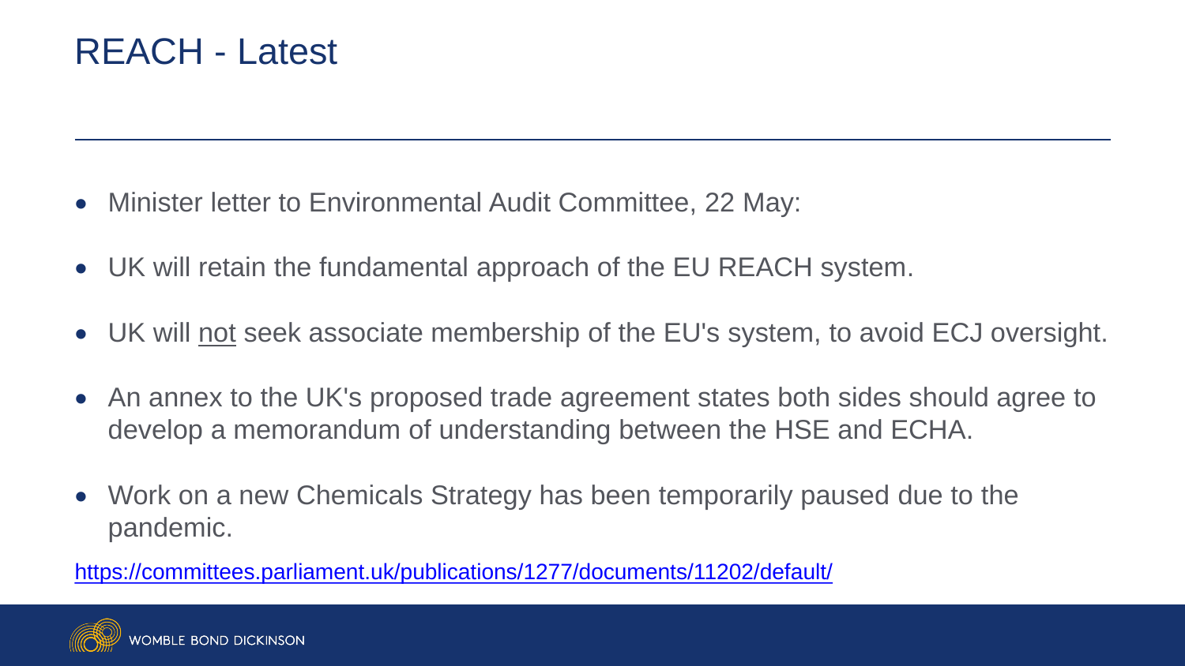# REACH - Latest

- Minister letter to Environmental Audit Committee, 22 May:
- UK will retain the fundamental approach of the EU REACH system.
- UK will <u>not</u> seek associate membership of the EU's system, to avoid ECJ oversight.
- An annex to the UK's proposed trade agreement states both sides should agree to develop a memorandum of understanding between the HSE and ECHA.
- Work on a new Chemicals Strategy has been temporarily paused due to the pandemic.

https://committees.parliament.uk/publications/1277/documents/11202/default/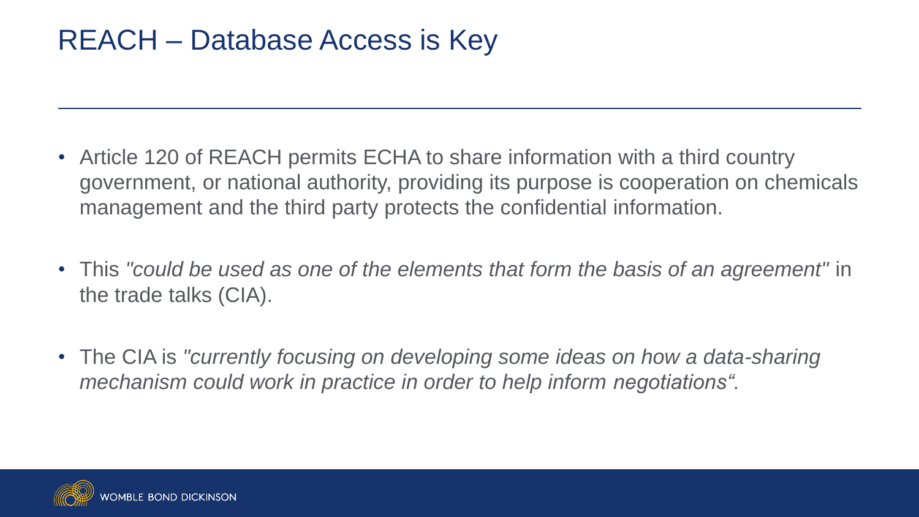# REACH – Database Access is Key

- Article 120 of REACH permits ECHA to share information with a third country government, or national authority, providing its purpose is cooperation on chemicals management and the third party protects the confidential information.
- This *"could be used as one of the elements that form the basis of an agreement"* in the trade talks (CIA).
- The CIA is *"currently focusing on developing some ideas on how a data-sharing mechanism could work in practice in order to help inform negotiations".*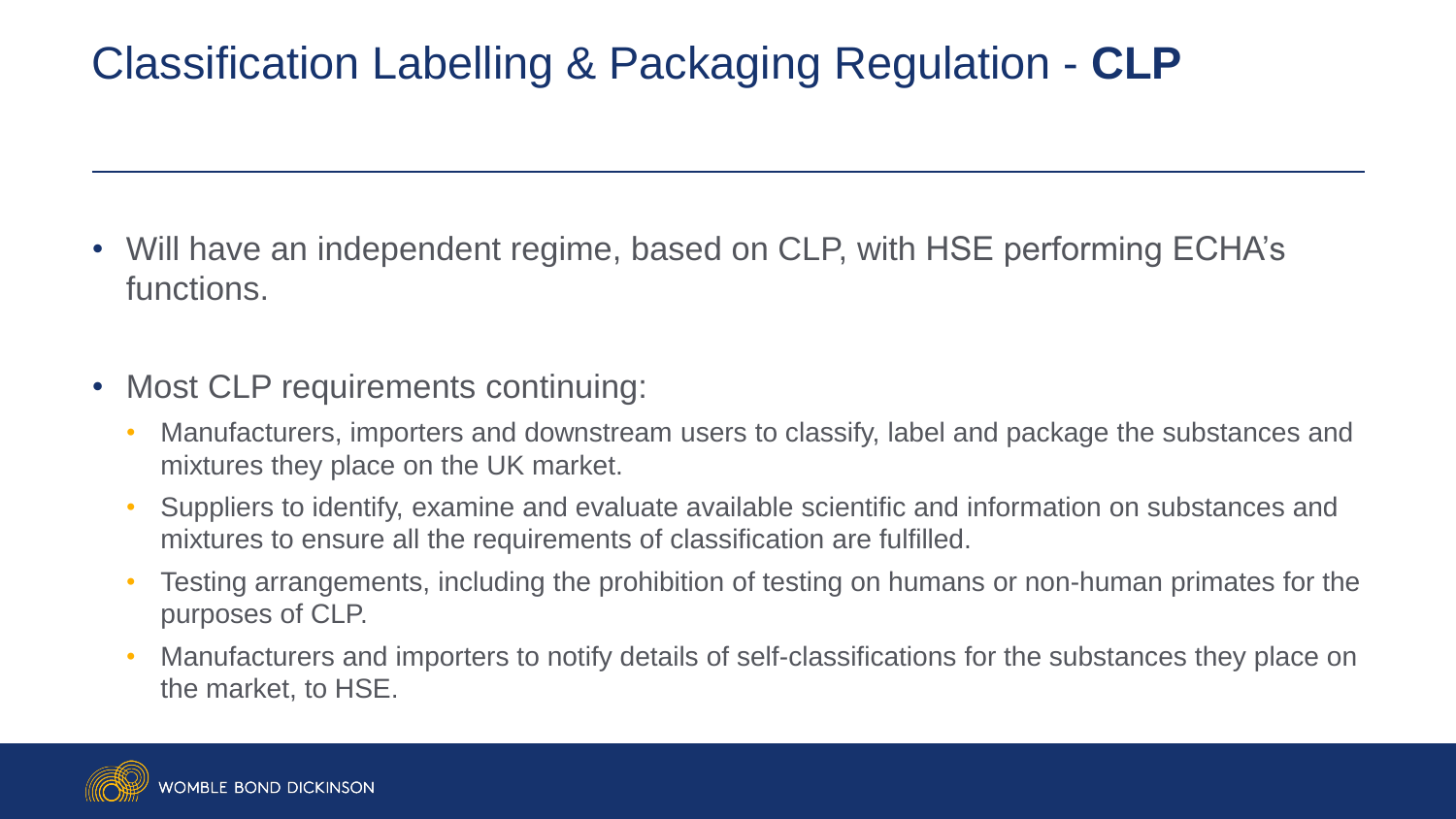# Classification Labelling & Packaging Regulation - **CLP**

- Will have an independent regime, based on CLP, with HSE performing ECHA's functions.
- Most CLP requirements continuing:
  - Manufacturers, importers and downstream users to classify, label and package the substances and mixtures they place on the UK market.
  - Suppliers to identify, examine and evaluate available scientific and information on substances and mixtures to ensure all the requirements of classification are fulfilled.
  - Testing arrangements, including the prohibition of testing on humans or non-human primates for the purposes of CLP.
  - Manufacturers and importers to notify details of self-classifications for the substances they place on the market, to HSE.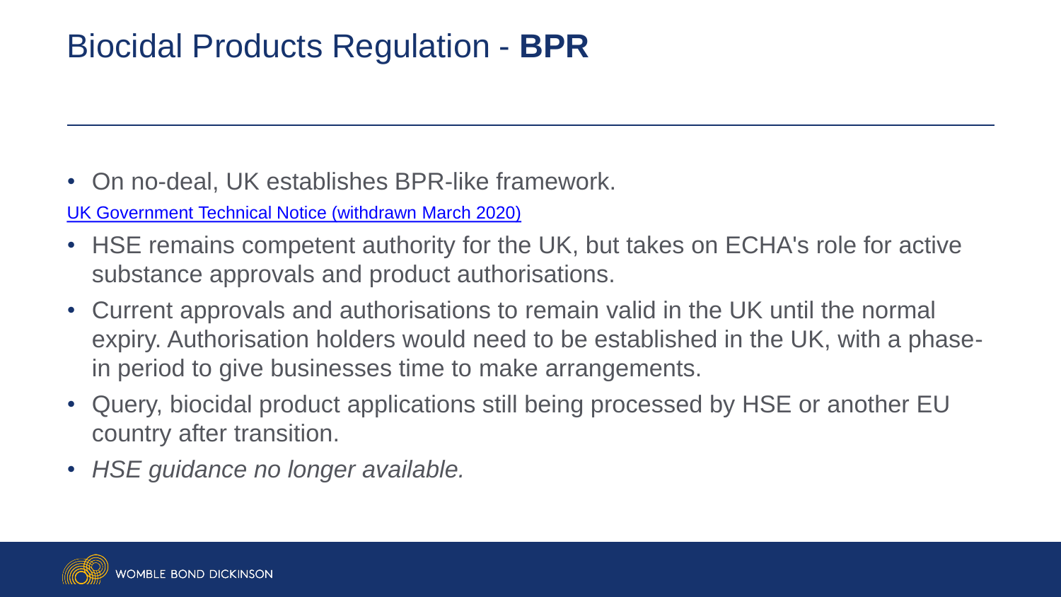# Biocidal Products Regulation - **BPR**

- On no-deal, UK establishes BPR-like framework.

UK Government Technical Notice (withdrawn March 2020)

- HSE remains competent authority for the UK, but takes on ECHA's role for active substance approvals and product authorisations.
- Current approvals and authorisations to remain valid in the UK until the normal expiry. Authorisation holders would need to be established in the UK, with a phase-in period to give businesses time to make arrangements.
- Query, biocidal product applications still being processed by HSE or another EU country after transition.
- *HSE guidance no longer available.*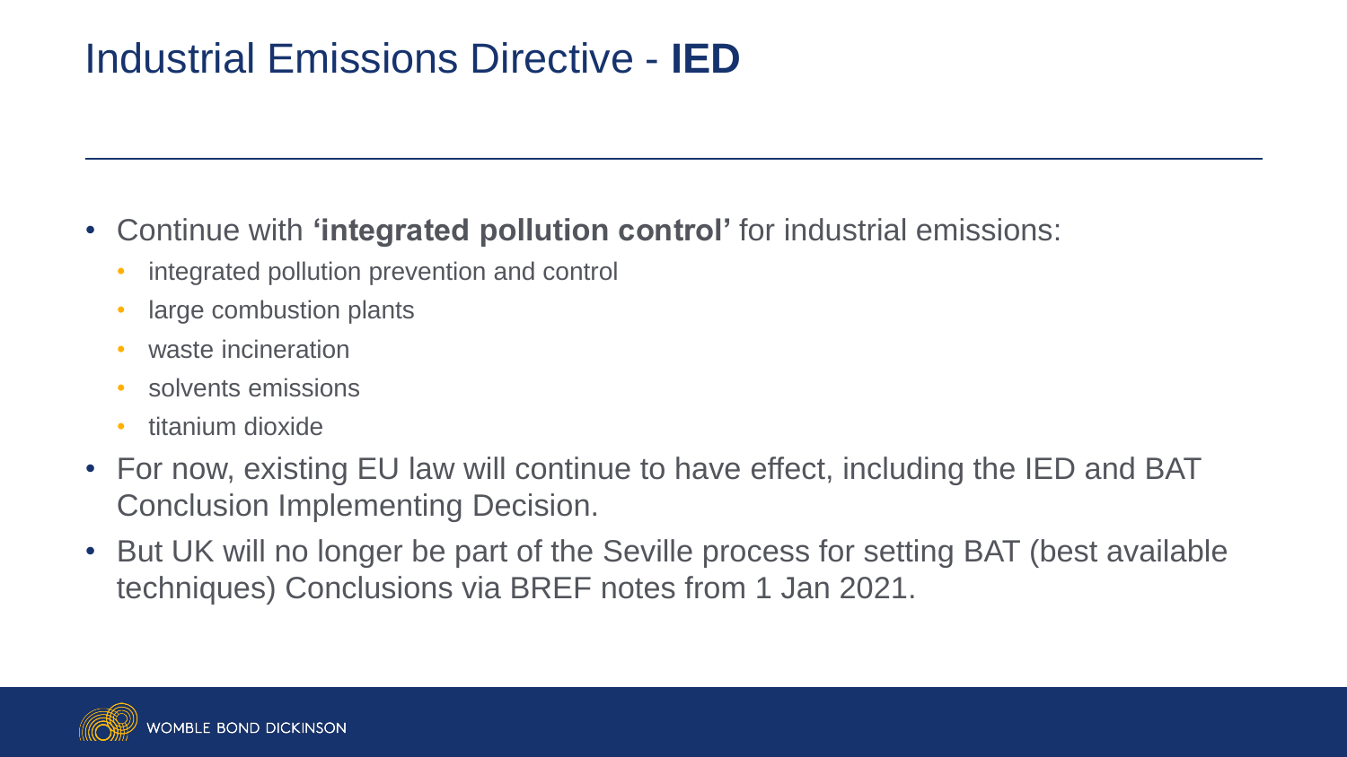# Industrial Emissions Directive - **IED**

- Continue with **'integrated pollution control'** for industrial emissions:
  - integrated pollution prevention and control
  - large combustion plants
  - waste incineration
  - solvents emissions
  - titanium dioxide
- For now, existing EU law will continue to have effect, including the IED and BAT Conclusion Implementing Decision.
- But UK will no longer be part of the Seville process for setting BAT (best available techniques) Conclusions via BREF notes from 1 Jan 2021.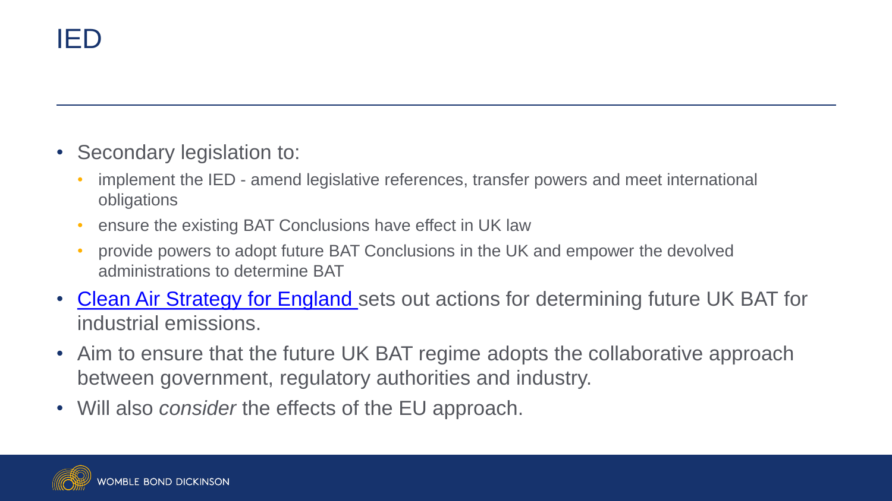# IED

- Secondary legislation to:
  - implement the IED - amend legislative references, transfer powers and meet international obligations
  - ensure the existing BAT Conclusions have effect in UK law
  - provide powers to adopt future BAT Conclusions in the UK and empower the devolved administrations to determine BAT
- [Clean Air Strategy for England](#) sets out actions for determining future UK BAT for industrial emissions.
- Aim to ensure that the future UK BAT regime adopts the collaborative approach between government, regulatory authorities and industry.
- Will also *consider* the effects of the EU approach.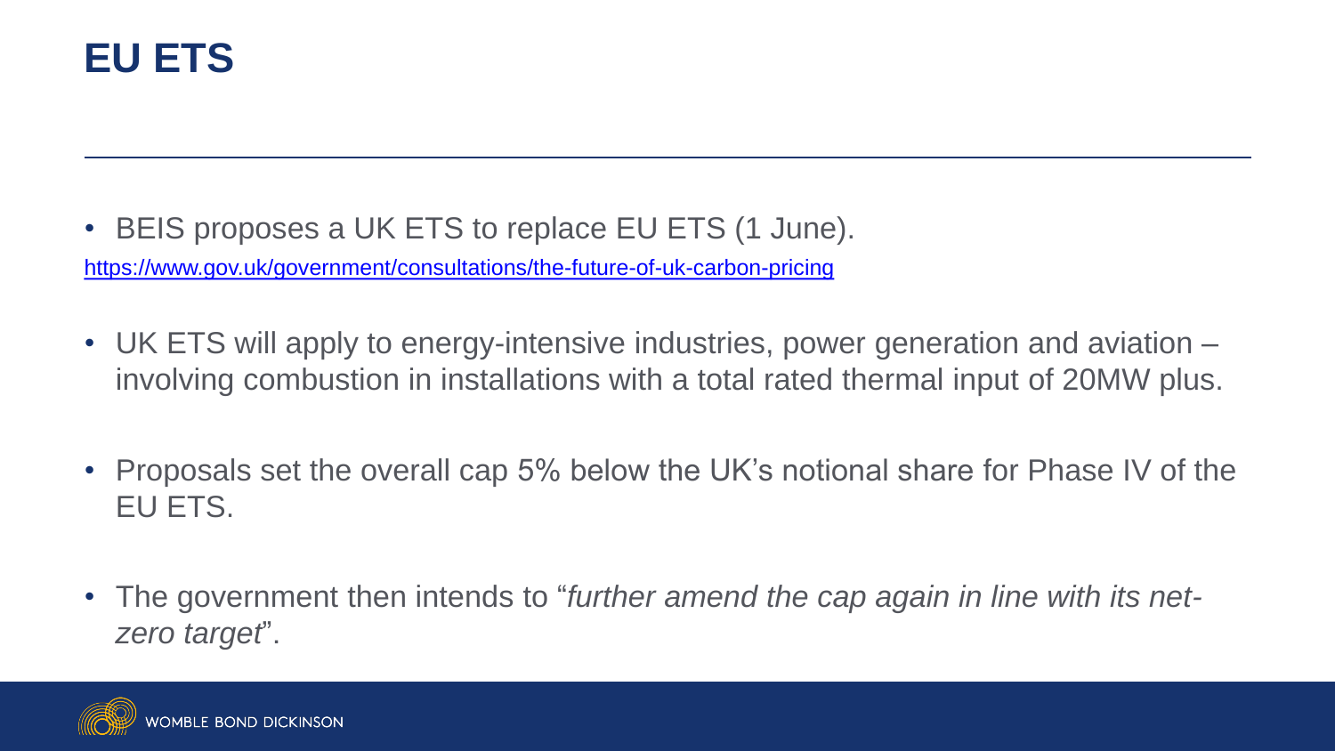# EU ETS

- BEIS proposes a UK ETS to replace EU ETS (1 June).

https://www.gov.uk/government/consultations/the-future-of-uk-carbon-pricing

- UK ETS will apply to energy-intensive industries, power generation and aviation – involving combustion in installations with a total rated thermal input of 20MW plus.

- Proposals set the overall cap 5% below the UK's notional share for Phase IV of the EU ETS.

- The government then intends to "*further amend the cap again in line with its net-zero target*".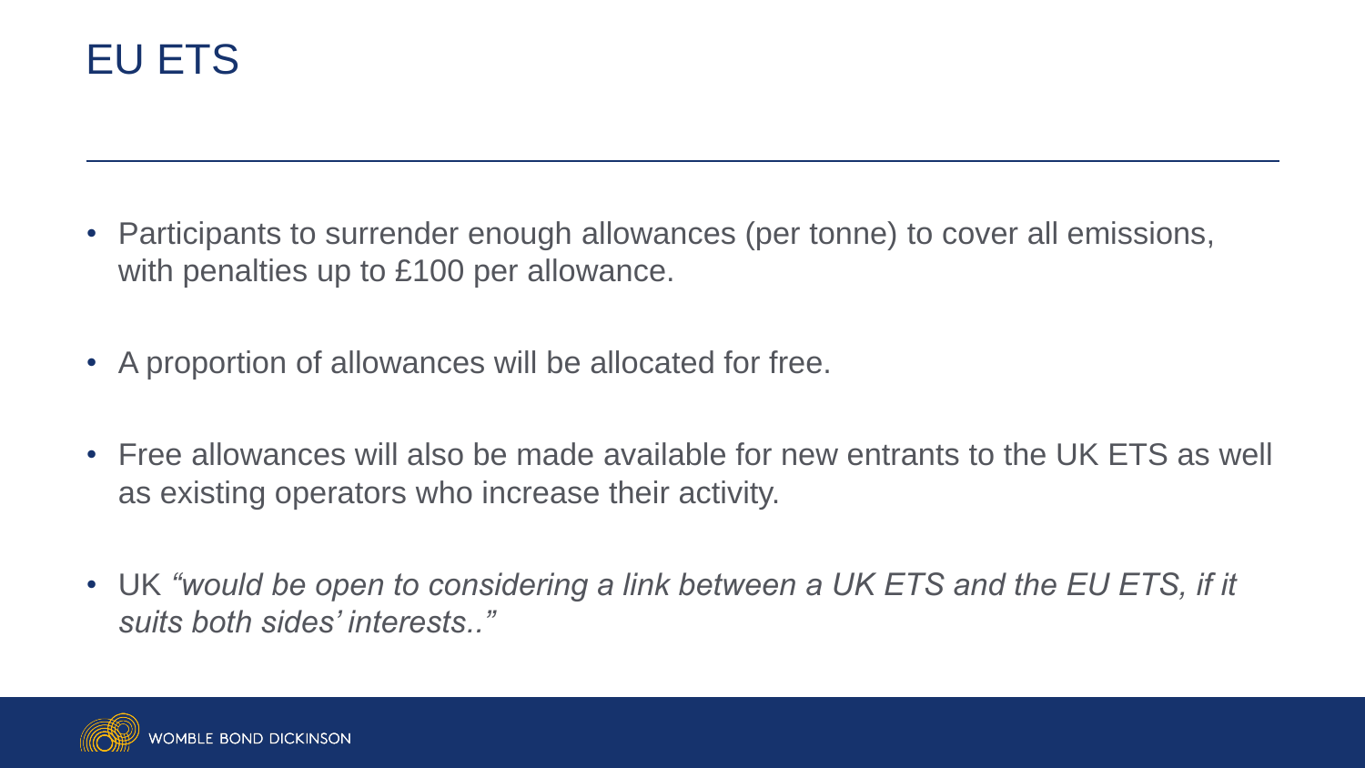# EU ETS

- Participants to surrender enough allowances (per tonne) to cover all emissions, with penalties up to £100 per allowance.
- A proportion of allowances will be allocated for free.
- Free allowances will also be made available for new entrants to the UK ETS as well as existing operators who increase their activity.
- UK *"would be open to considering a link between a UK ETS and the EU ETS, if it suits both sides' interests.."*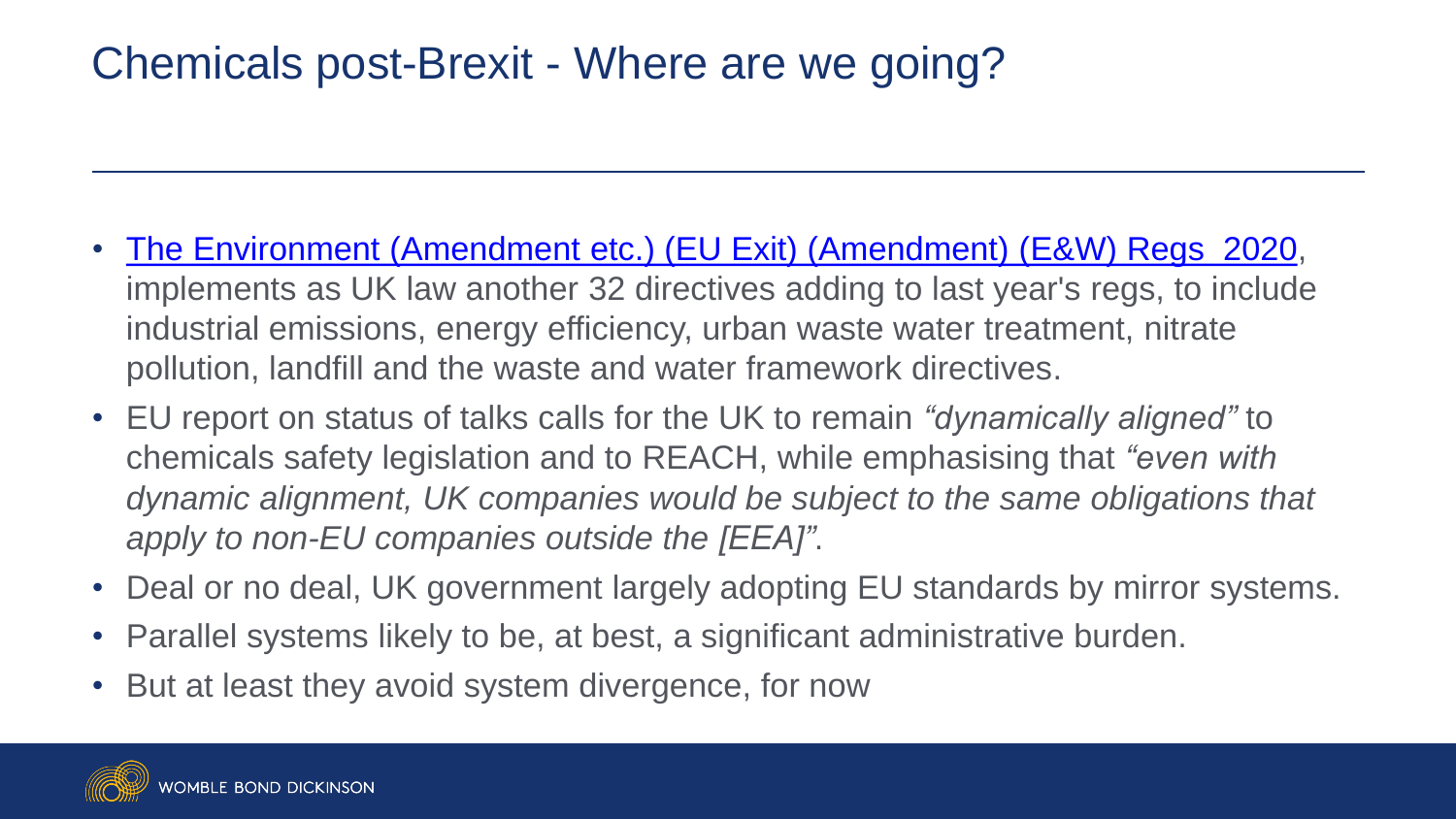# Chemicals post-Brexit - Where are we going?

- The Environment (Amendment etc.) (EU Exit) (Amendment) (E&W) Regs 2020, implements as UK law another 32 directives adding to last year's regs, to include industrial emissions, energy efficiency, urban waste water treatment, nitrate pollution, landfill and the waste and water framework directives.
- EU report on status of talks calls for the UK to remain *"dynamically aligned"* to chemicals safety legislation and to REACH, while emphasising that *"even with dynamic alignment, UK companies would be subject to the same obligations that apply to non-EU companies outside the [EEA]"*.
- Deal or no deal, UK government largely adopting EU standards by mirror systems.
- Parallel systems likely to be, at best, a significant administrative burden.
- But at least they avoid system divergence, for now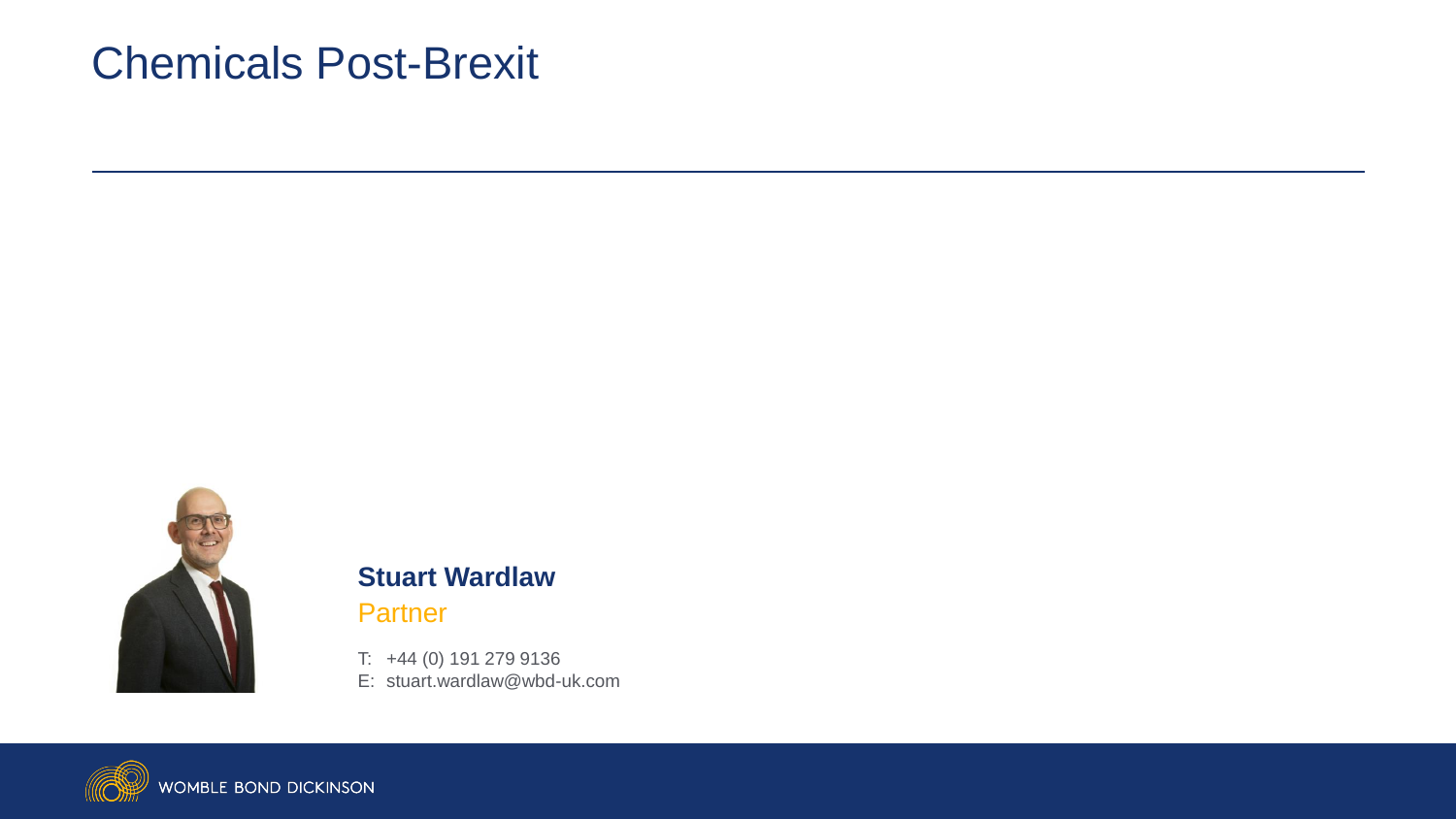# Chemicals Post-Brexit

**Stuart Wardlaw**

Partner

T: +44 (0) 191 279 9136
E: stuart.wardlaw@wbd-uk.com